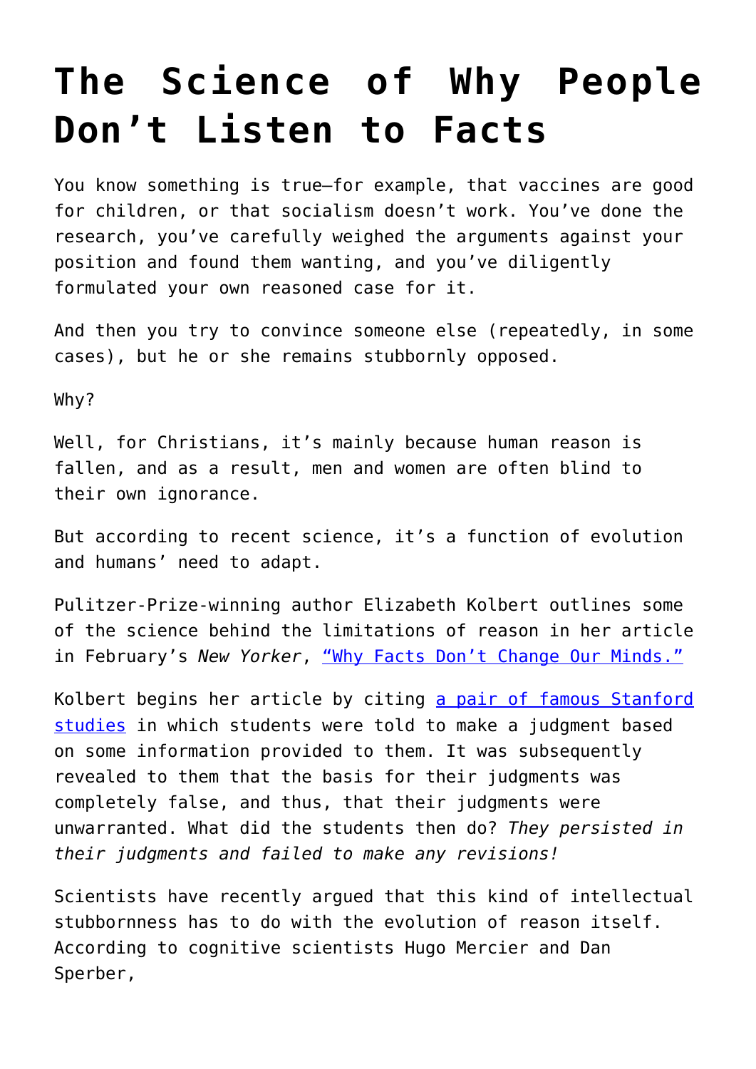# The Science of Why People Don't Listen to Facts

You know something is true—for example, that vaccines are good for children, or that socialism doesn't work. You've done the research, you've carefully weighed the arguments against your position and found them wanting, and you've diligently formulated your own reasoned case for it.

And then you try to convince someone else (repeatedly, in some cases), but he or she remains stubbornly opposed.

Why?

Well, for Christians, it's mainly because human reason is fallen, and as a result, men and women are often blind to their own ignorance.

But according to recent science, it's a function of evolution and humans' need to adapt.

Pulitzer-Prize-winning author Elizabeth Kolbert outlines some of the science behind the limitations of reason in her article in February's *New Yorker*, [“Why Facts Don't Change Our Minds.”]()

Kolbert begins her article by citing [a pair of famous Stanford studies]() in which students were told to make a judgment based on some information provided to them. It was subsequently revealed to them that the basis for their judgments was completely false, and thus, that their judgments were unwarranted. What did the students then do? *They persisted in their judgments and failed to make any revisions!*

Scientists have recently argued that this kind of intellectual stubbornness has to do with the evolution of reason itself. According to cognitive scientists Hugo Mercier and Dan Sperber,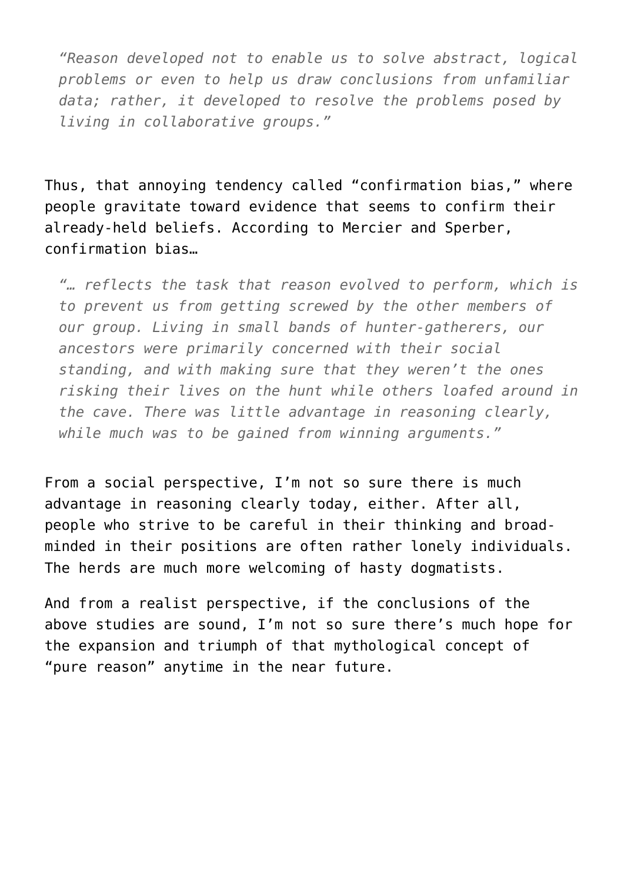> *"Reason developed not to enable us to solve abstract, logical problems or even to help us draw conclusions from unfamiliar data; rather, it developed to resolve the problems posed by living in collaborative groups."*

Thus, that annoying tendency called "confirmation bias," where people gravitate toward evidence that seems to confirm their already-held beliefs. According to Mercier and Sperber, confirmation bias…

> *"… reflects the task that reason evolved to perform, which is to prevent us from getting screwed by the other members of our group. Living in small bands of hunter-gatherers, our ancestors were primarily concerned with their social standing, and with making sure that they weren't the ones risking their lives on the hunt while others loafed around in the cave. There was little advantage in reasoning clearly, while much was to be gained from winning arguments."*

From a social perspective, I'm not so sure there is much advantage in reasoning clearly today, either. After all, people who strive to be careful in their thinking and broad-minded in their positions are often rather lonely individuals. The herds are much more welcoming of hasty dogmatists.

And from a realist perspective, if the conclusions of the above studies are sound, I'm not so sure there's much hope for the expansion and triumph of that mythological concept of "pure reason" anytime in the near future.